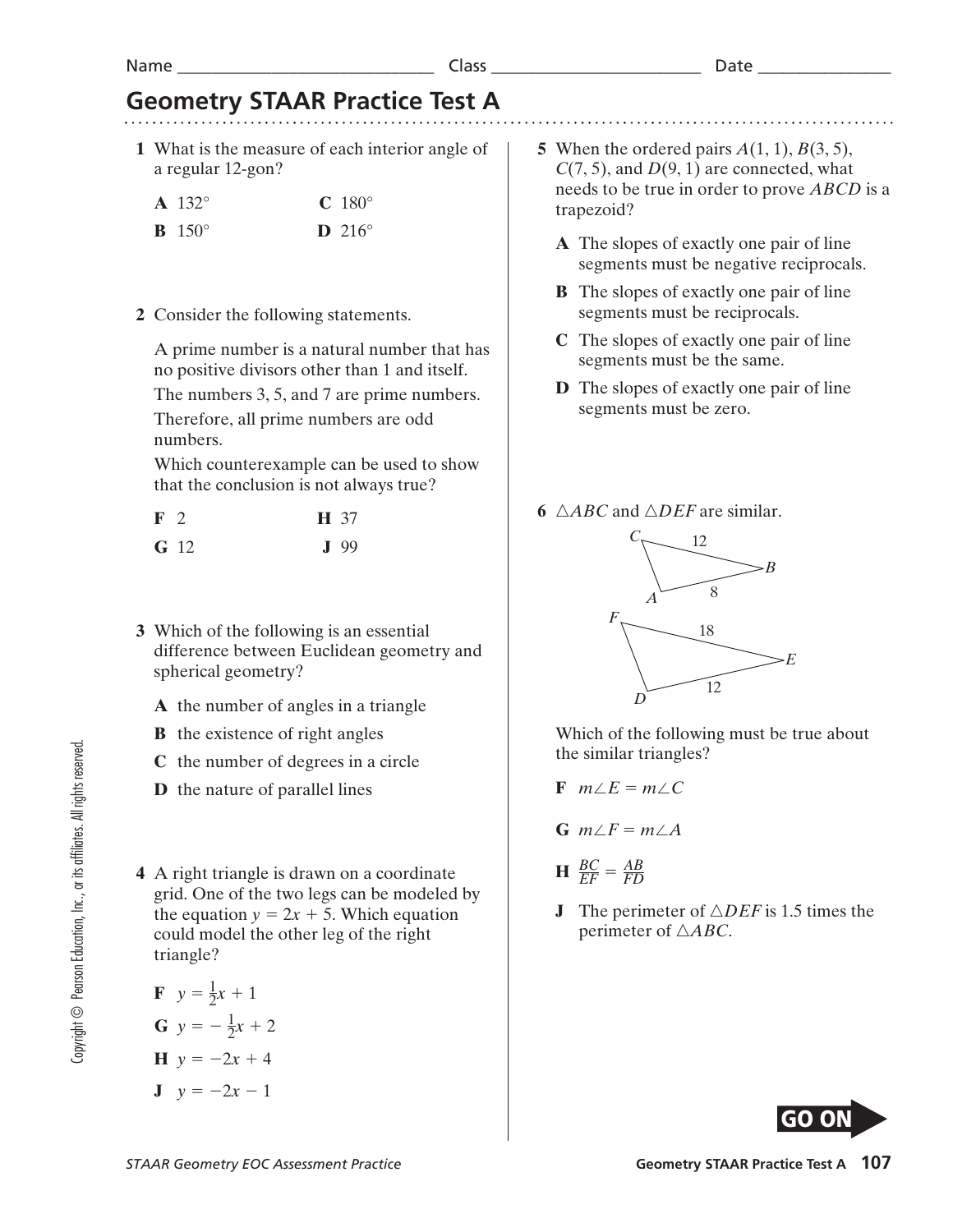Name ____________________________ Class ______________________ Date ______________

# Geometry STAAR Practice Test A

**1** What is the measure of each interior angle of a regular 12-gon?

**A** 132°  **C** 180°

**B** 150°  **D** 216°

**2** Consider the following statements.

A prime number is a natural number that has no positive divisors other than 1 and itself.

The numbers 3, 5, and 7 are prime numbers.

Therefore, all prime numbers are odd numbers.

Which counterexample can be used to show that the conclusion is not always true?

**F** 2  **H** 37

**G** 12  **J** 99

**3** Which of the following is an essential difference between Euclidean geometry and spherical geometry?

**A** the number of angles in a triangle

**B** the existence of right angles

**C** the number of degrees in a circle

**D** the nature of parallel lines

**4** A right triangle is drawn on a coordinate grid. One of the two legs can be modeled by the equation $y = 2x + 5$. Which equation could model the other leg of the right triangle?

**F** $y = \frac{1}{2}x + 1$

**G** $y = -\frac{1}{2}x + 2$

**H** $y = -2x + 4$

**J** $y = -2x - 1$

**5** When the ordered pairs $A(1, 1)$, $B(3, 5)$, $C(7, 5)$, and $D(9, 1)$ are connected, what needs to be true in order to prove $ABCD$ is a trapezoid?

**A** The slopes of exactly one pair of line segments must be negative reciprocals.

**B** The slopes of exactly one pair of line segments must be reciprocals.

**C** The slopes of exactly one pair of line segments must be the same.

**D** The slopes of exactly one pair of line segments must be zero.

**6** $\triangle ABC$ and $\triangle DEF$ are similar.

(Figure: $\triangle ABC$ with $CB = 12$, $AB = 8$; $\triangle DEF$ with $FE = 18$, $DE = 12$)

Which of the following must be true about the similar triangles?

**F** $m\angle E = m\angle C$

**G** $m\angle F = m\angle A$

**H** $\frac{BC}{EF} = \frac{AB}{FD}$

**J** The perimeter of $\triangle DEF$ is 1.5 times the perimeter of $\triangle ABC$.

GO ON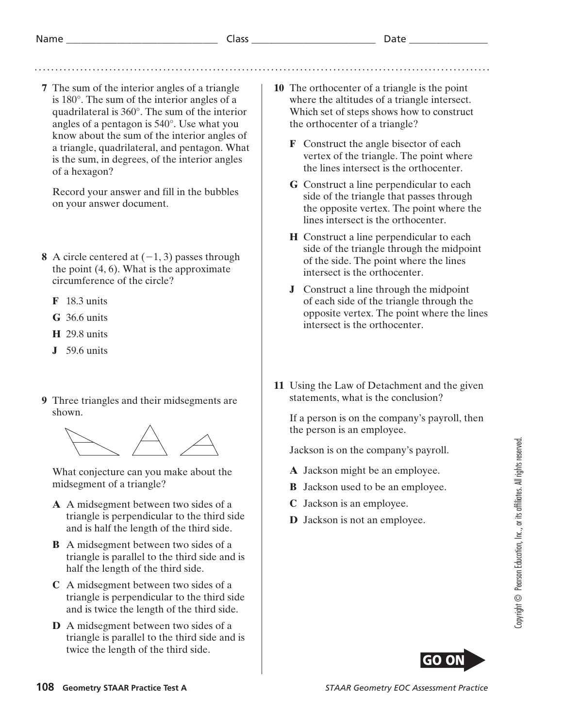Name ____________________________ Class ______________________ Date ______________

**7** The sum of the interior angles of a triangle is 180°. The sum of the interior angles of a quadrilateral is 360°. The sum of the interior angles of a pentagon is 540°. Use what you know about the sum of the interior angles of a triangle, quadrilateral, and pentagon. What is the sum, in degrees, of the interior angles of a hexagon?

Record your answer and fill in the bubbles on your answer document.

**8** A circle centered at $(-1, 3)$ passes through the point $(4, 6)$. What is the approximate circumference of the circle?

- **F** 18.3 units
- **G** 36.6 units
- **H** 29.8 units
- **J** 59.6 units

**9** Three triangles and their midsegments are shown.

What conjecture can you make about the midsegment of a triangle?

- **A** A midsegment between two sides of a triangle is perpendicular to the third side and is half the length of the third side.
- **B** A midsegment between two sides of a triangle is parallel to the third side and is half the length of the third side.
- **C** A midsegment between two sides of a triangle is perpendicular to the third side and is twice the length of the third side.
- **D** A midsegment between two sides of a triangle is parallel to the third side and is twice the length of the third side.

**10** The orthocenter of a triangle is the point where the altitudes of a triangle intersect. Which set of steps shows how to construct the orthocenter of a triangle?

- **F** Construct the angle bisector of each vertex of the triangle. The point where the lines intersect is the orthocenter.
- **G** Construct a line perpendicular to each side of the triangle that passes through the opposite vertex. The point where the lines intersect is the orthocenter.
- **H** Construct a line perpendicular to each side of the triangle through the midpoint of the side. The point where the lines intersect is the orthocenter.
- **J** Construct a line through the midpoint of each side of the triangle through the opposite vertex. The point where the lines intersect is the orthocenter.

**11** Using the Law of Detachment and the given statements, what is the conclusion?

If a person is on the company's payroll, then the person is an employee.

Jackson is on the company's payroll.

- **A** Jackson might be an employee.
- **B** Jackson used to be an employee.
- **C** Jackson is an employee.
- **D** Jackson is not an employee.

**GO ON**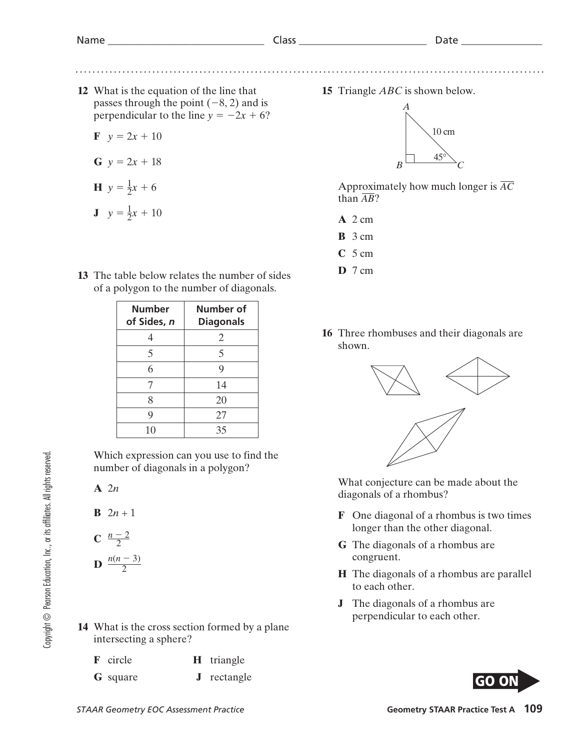Name ______________________________ Class ________________________ Date _______________

**12** What is the equation of the line that passes through the point $(-8, 2)$ and is perpendicular to the line $y = -2x + 6$?

**F** $y = 2x + 10$

**G** $y = 2x + 18$

**H** $y = \frac{1}{2}x + 6$

**J** $y = \frac{1}{2}x + 10$

**13** The table below relates the number of sides of a polygon to the number of diagonals.

| Number of Sides, *n* | Number of Diagonals |
|---|---|
| 4 | 2 |
| 5 | 5 |
| 6 | 9 |
| 7 | 14 |
| 8 | 20 |
| 9 | 27 |
| 10 | 35 |

Which expression can you use to find the number of diagonals in a polygon?

**A** $2n$

**B** $2n + 1$

**C** $\frac{n-2}{2}$

**D** $\frac{n(n-3)}{2}$

**14** What is the cross section formed by a plane intersecting a sphere?

**F** circle

**G** square

**H** triangle

**J** rectangle

**15** Triangle *ABC* is shown below.

(Right triangle with vertices A, B, C; right angle at B; hypotenuse AC = 10 cm; angle at C = 45°.)

Approximately how much longer is $\overline{AC}$ than $\overline{AB}$?

**A** 2 cm

**B** 3 cm

**C** 5 cm

**D** 7 cm

**16** Three rhombuses and their diagonals are shown.

What conjecture can be made about the diagonals of a rhombus?

**F** One diagonal of a rhombus is two times longer than the other diagonal.

**G** The diagonals of a rhombus are congruent.

**H** The diagonals of a rhombus are parallel to each other.

**J** The diagonals of a rhombus are perpendicular to each other.

GO ON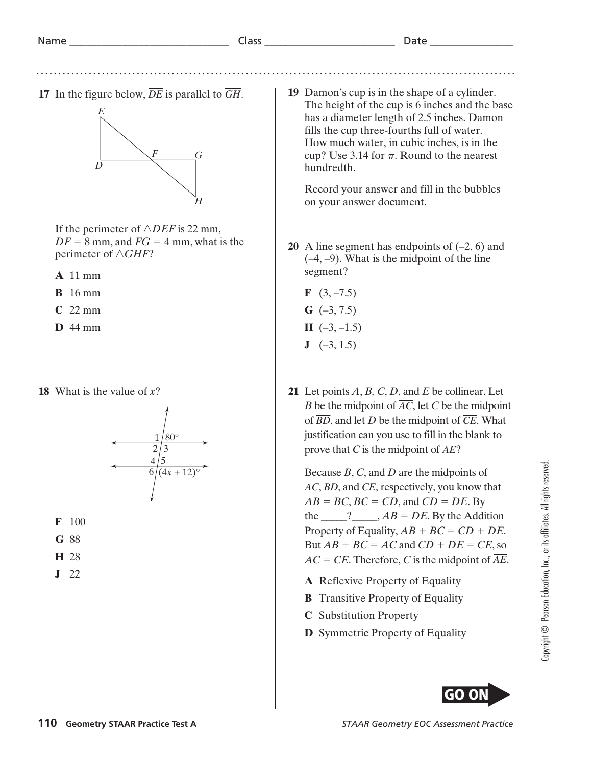Name ____________________________ Class ______________________ Date ______________

**17** In the figure below, $\overline{DE}$ is parallel to $\overline{GH}$.

If the perimeter of $\triangle DEF$ is 22 mm, $DF = 8$ mm, and $FG = 4$ mm, what is the perimeter of $\triangle GHF$?

**A** 11 mm

**B** 16 mm

**C** 22 mm

**D** 44 mm

**18** What is the value of $x$?

**F** 100

**G** 88

**H** 28

**J** 22

**19** Damon's cup is in the shape of a cylinder. The height of the cup is 6 inches and the base has a diameter length of 2.5 inches. Damon fills the cup three-fourths full of water. How much water, in cubic inches, is in the cup? Use 3.14 for $\pi$. Round to the nearest hundredth.

Record your answer and fill in the bubbles on your answer document.

**20** A line segment has endpoints of (–2, 6) and (–4, –9). What is the midpoint of the line segment?

**F** (3, –7.5)

**G** (–3, 7.5)

**H** (–3, –1.5)

**J** (–3, 1.5)

**21** Let points $A$, $B$, $C$, $D$, and $E$ be collinear. Let $B$ be the midpoint of $\overline{AC}$, let $C$ be the midpoint of $\overline{BD}$, and let $D$ be the midpoint of $\overline{CE}$. What justification can you use to fill in the blank to prove that $C$ is the midpoint of $\overline{AE}$?

Because $B$, $C$, and $D$ are the midpoints of $\overline{AC}$, $\overline{BD}$, and $\overline{CE}$, respectively, you know that $AB = BC$, $BC = CD$, and $CD = DE$. By the ____?____, $AB = DE$. By the Addition Property of Equality, $AB + BC = CD + DE$. But $AB + BC = AC$ and $CD + DE = CE$, so $AC = CE$. Therefore, $C$ is the midpoint of $\overline{AE}$.

**A** Reflexive Property of Equality

**B** Transitive Property of Equality

**C** Substitution Property

**D** Symmetric Property of Equality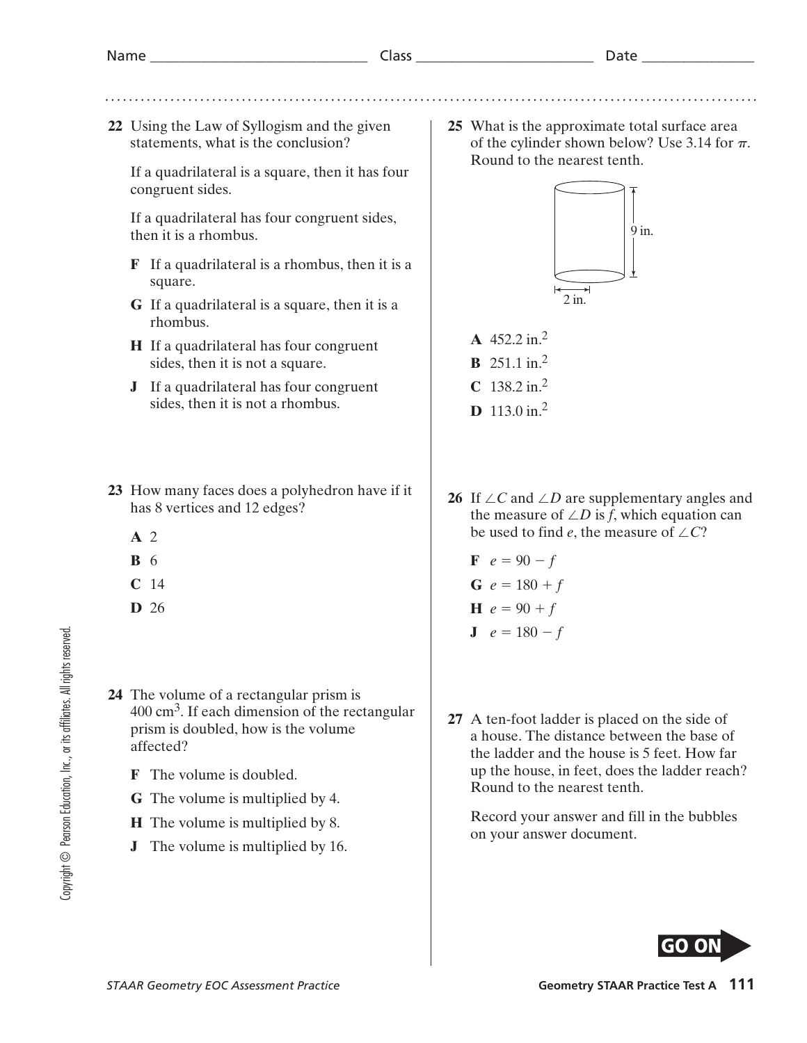Name ____________________________ Class ______________________ Date ______________

**22** Using the Law of Syllogism and the given statements, what is the conclusion?

If a quadrilateral is a square, then it has four congruent sides.

If a quadrilateral has four congruent sides, then it is a rhombus.

- **F** If a quadrilateral is a rhombus, then it is a square.
- **G** If a quadrilateral is a square, then it is a rhombus.
- **H** If a quadrilateral has four congruent sides, then it is not a square.
- **J** If a quadrilateral has four congruent sides, then it is not a rhombus.

**23** How many faces does a polyhedron have if it has 8 vertices and 12 edges?

- **A** 2
- **B** 6
- **C** 14
- **D** 26

**24** The volume of a rectangular prism is 400 $cm^3$. If each dimension of the rectangular prism is doubled, how is the volume affected?

- **F** The volume is doubled.
- **G** The volume is multiplied by 4.
- **H** The volume is multiplied by 8.
- **J** The volume is multiplied by 16.

**25** What is the approximate total surface area of the cylinder shown below? Use 3.14 for $\pi$. Round to the nearest tenth.

9 in.

2 in.

- **A** 452.2 $in.^2$
- **B** 251.1 $in.^2$
- **C** 138.2 $in.^2$
- **D** 113.0 $in.^2$

**26** If $\angle C$ and $\angle D$ are supplementary angles and the measure of $\angle D$ is $f$, which equation can be used to find $e$, the measure of $\angle C$?

- **F** $e = 90 - f$
- **G** $e = 180 + f$
- **H** $e = 90 + f$
- **J** $e = 180 - f$

**27** A ten-foot ladder is placed on the side of a house. The distance between the base of the ladder and the house is 5 feet. How far up the house, in feet, does the ladder reach? Round to the nearest tenth.

Record your answer and fill in the bubbles on your answer document.

GO ON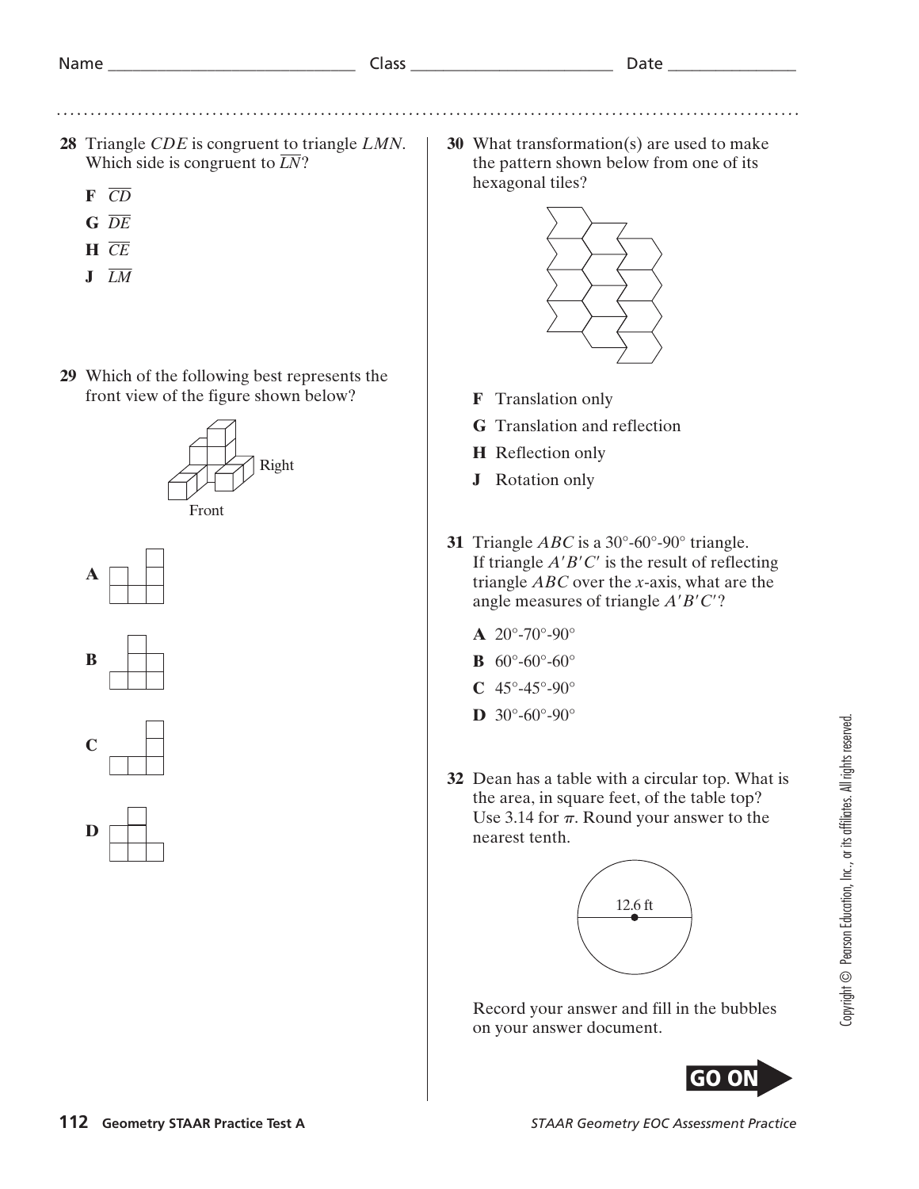Name _____________________________ Class _______________________ Date _______________

**28** Triangle $CDE$ is congruent to triangle $LMN$. Which side is congruent to $\overline{LN}$?

**F** $\overline{CD}$

**G** $\overline{DE}$

**H** $\overline{CE}$

**J** $\overline{LM}$

**29** Which of the following best represents the front view of the figure shown below?

Right

Front

**A**

**B**

**C**

**D**

**30** What transformation(s) are used to make the pattern shown below from one of its hexagonal tiles?

**F** Translation only

**G** Translation and reflection

**H** Reflection only

**J** Rotation only

**31** Triangle $ABC$ is a 30°-60°-90° triangle. If triangle $A'B'C'$ is the result of reflecting triangle $ABC$ over the $x$-axis, what are the angle measures of triangle $A'B'C'$?

**A** 20°-70°-90°

**B** 60°-60°-60°

**C** 45°-45°-90°

**D** 30°-60°-90°

**32** Dean has a table with a circular top. What is the area, in square feet, of the table top? Use 3.14 for $\pi$. Round your answer to the nearest tenth.

12.6 ft

Record your answer and fill in the bubbles on your answer document.

GO ON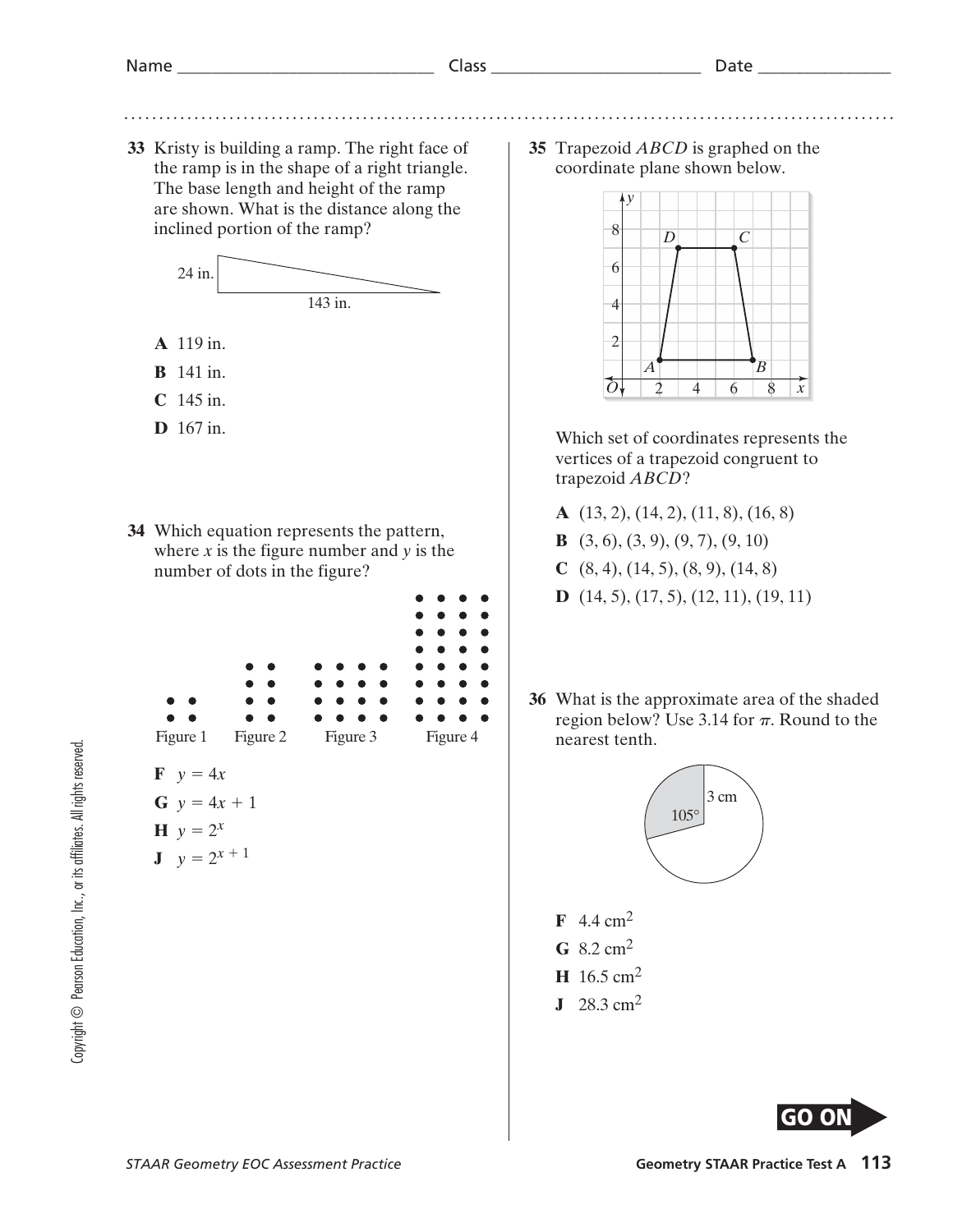**33** Kristy is building a ramp. The right face of the ramp is in the shape of a right triangle. The base length and height of the ramp are shown. What is the distance along the inclined portion of the ramp?

24 in.

143 in.

**A** 119 in.

**B** 141 in.

**C** 145 in.

**D** 167 in.

**34** Which equation represents the pattern, where $x$ is the figure number and $y$ is the number of dots in the figure?

Figure 1 Figure 2 Figure 3 Figure 4

**F** $y = 4x$

**G** $y = 4x + 1$

**H** $y = 2^x$

**J** $y = 2^{x+1}$

**35** Trapezoid $ABCD$ is graphed on the coordinate plane shown below.

Which set of coordinates represents the vertices of a trapezoid congruent to trapezoid $ABCD$?

**A** (13, 2), (14, 2), (11, 8), (16, 8)

**B** (3, 6), (3, 9), (9, 7), (9, 10)

**C** (8, 4), (14, 5), (8, 9), (14, 8)

**D** (14, 5), (17, 5), (12, 11), (19, 11)

**36** What is the approximate area of the shaded region below? Use 3.14 for $\pi$. Round to the nearest tenth.

3 cm

105°

**F** 4.4 cm²

**G** 8.2 cm²

**H** 16.5 cm²

**J** 28.3 cm²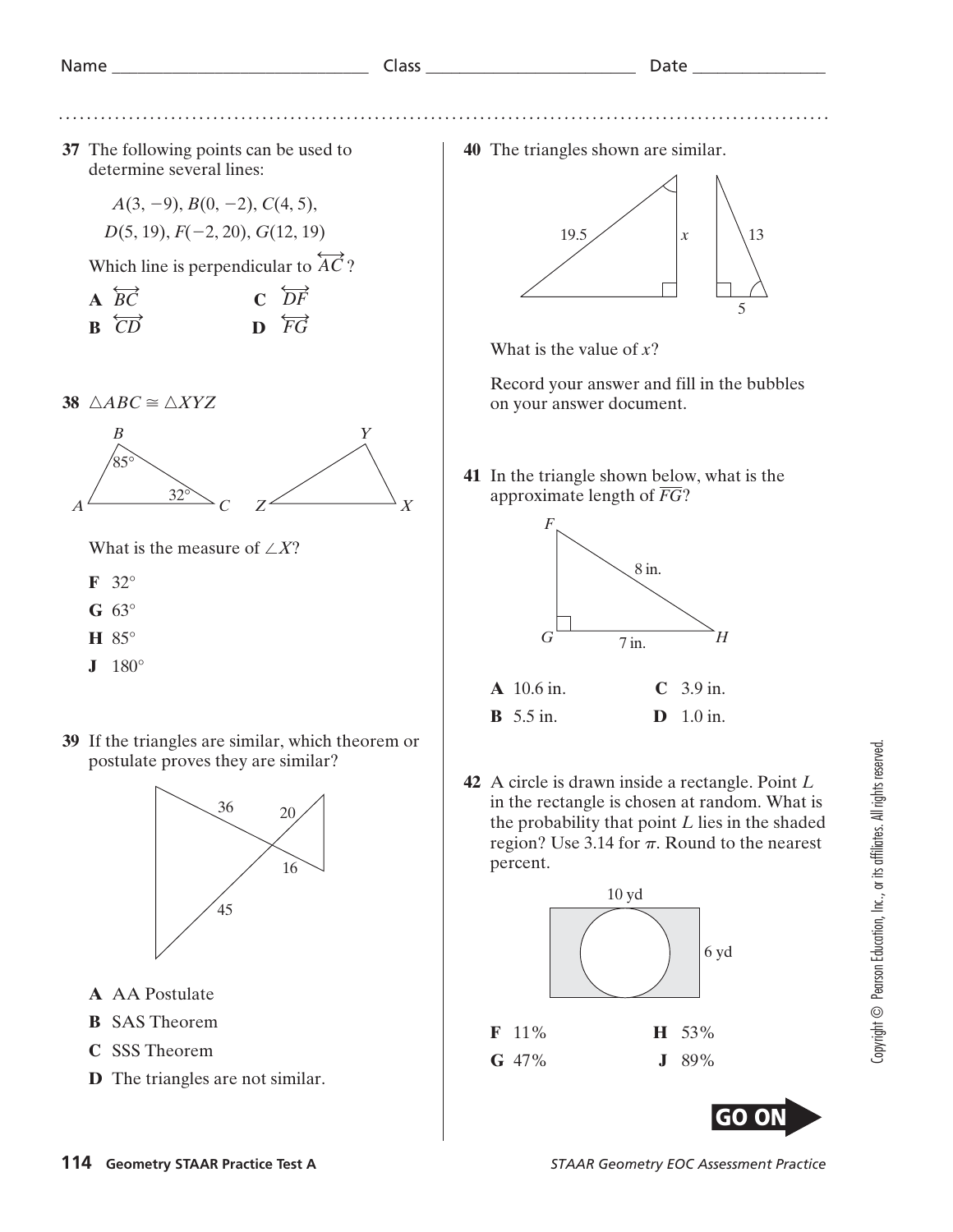Name _____________________________ Class _______________________ Date _______________

**37** The following points can be used to determine several lines:

$A(3, -9)$, $B(0, -2)$, $C(4, 5)$,
$D(5, 19)$, $F(-2, 20)$, $G(12, 19)$

Which line is perpendicular to $\overleftrightarrow{AC}$?

**A** $\overleftrightarrow{BC}$
**B** $\overleftrightarrow{CD}$
**C** $\overleftrightarrow{DF}$
**D** $\overleftrightarrow{FG}$

**38** $\triangle ABC \cong \triangle XYZ$

B: 85°, C: 32°

What is the measure of $\angle X$?

**F** 32°
**G** 63°
**H** 85°
**J** 180°

**39** If the triangles are similar, which theorem or postulate proves they are similar?

36, 20, 16, 45

**A** AA Postulate
**B** SAS Theorem
**C** SSS Theorem
**D** The triangles are not similar.

**40** The triangles shown are similar.

19.5, $x$, 13, 5

What is the value of $x$?

Record your answer and fill in the bubbles on your answer document.

**41** In the triangle shown below, what is the approximate length of $\overline{FG}$?

FH = 8 in., GH = 7 in.

**A** 10.6 in.
**B** 5.5 in.
**C** 3.9 in.
**D** 1.0 in.

**42** A circle is drawn inside a rectangle. Point $L$ in the rectangle is chosen at random. What is the probability that point $L$ lies in the shaded region? Use 3.14 for $\pi$. Round to the nearest percent.

10 yd, 6 yd

**F** 11%
**G** 47%
**H** 53%
**J** 89%

GO ON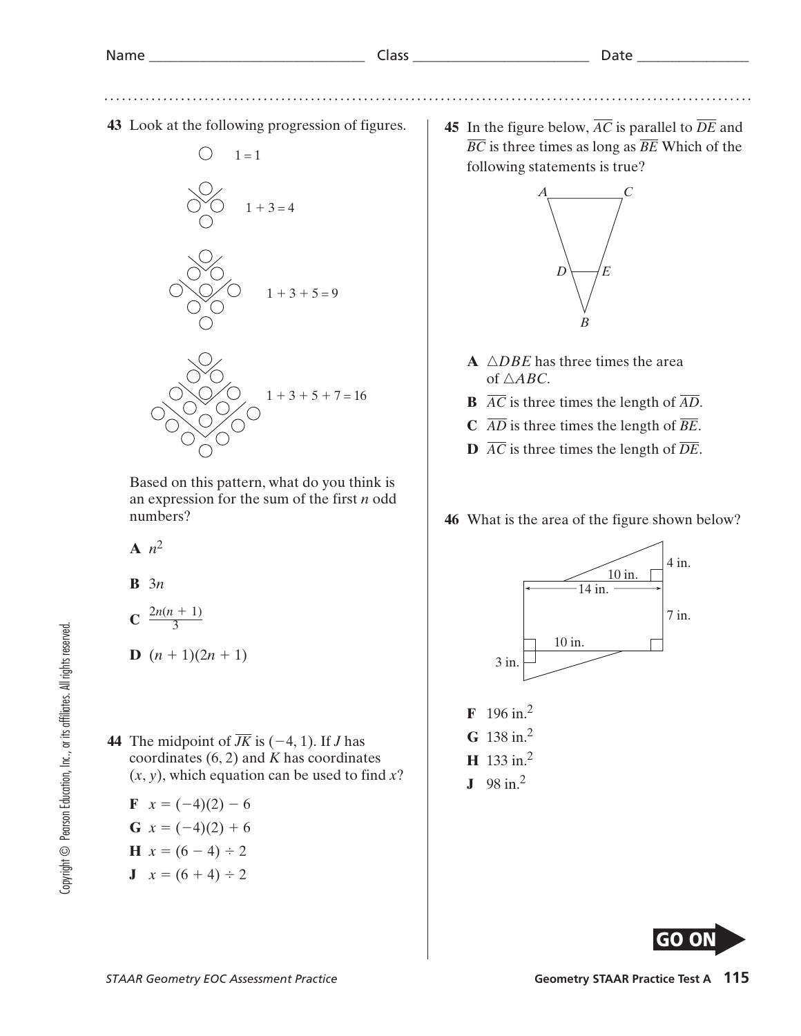**43** Look at the following progression of figures.

$1 = 1$

$1 + 3 = 4$

$1 + 3 + 5 = 9$

$1 + 3 + 5 + 7 = 16$

Based on this pattern, what do you think is an expression for the sum of the first $n$ odd numbers?

**A** $n^2$

**B** $3n$

**C** $\frac{2n(n + 1)}{3}$

**D** $(n + 1)(2n + 1)$

**44** The midpoint of $\overline{JK}$ is $(-4, 1)$. If $J$ has coordinates $(6, 2)$ and $K$ has coordinates $(x, y)$, which equation can be used to find $x$?

**F** $x = (-4)(2) - 6$

**G** $x = (-4)(2) + 6$

**H** $x = (6 - 4) \div 2$

**J** $x = (6 + 4) \div 2$

**45** In the figure below, $\overline{AC}$ is parallel to $\overline{DE}$ and $\overline{BC}$ is three times as long as $\overline{BE}$ Which of the following statements is true?

**A** $\triangle DBE$ has three times the area of $\triangle ABC$.

**B** $\overline{AC}$ is three times the length of $\overline{AD}$.

**C** $\overline{AD}$ is three times the length of $\overline{BE}$.

**D** $\overline{AC}$ is three times the length of $\overline{DE}$.

**46** What is the area of the figure shown below?

**F** 196 in.$^2$

**G** 138 in.$^2$

**H** 133 in.$^2$

**J** 98 in.$^2$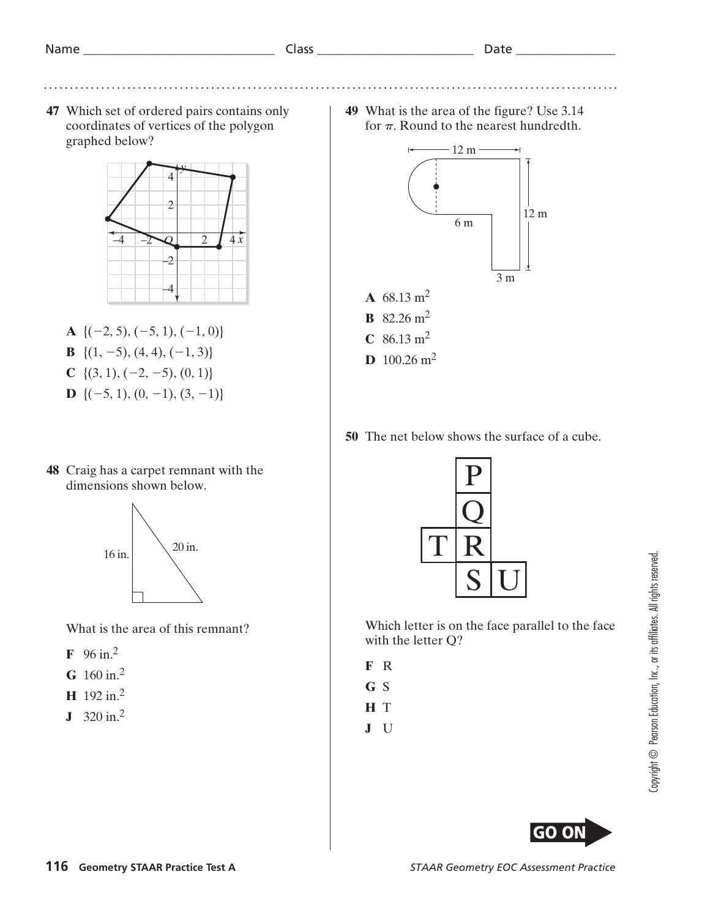**47** Which set of ordered pairs contains only coordinates of vertices of the polygon graphed below?

**A** $\{(-2, 5), (-5, 1), (-1, 0)\}$

**B** $\{(1, -5), (4, 4), (-1, 3)\}$

**C** $\{(3, 1), (-2, -5), (0, 1)\}$

**D** $\{(-5, 1), (0, -1), (3, -1)\}$

**48** Craig has a carpet remnant with the dimensions shown below.

16 in. 20 in.

What is the area of this remnant?

**F** 96 in.$^2$

**G** 160 in.$^2$

**H** 192 in.$^2$

**J** 320 in.$^2$

**49** What is the area of the figure? Use 3.14 for $\pi$. Round to the nearest hundredth.

12 m, 12 m, 6 m, 3 m

**A** 68.13 m$^2$

**B** 82.26 m$^2$

**C** 86.13 m$^2$

**D** 100.26 m$^2$

**50** The net below shows the surface of a cube.

Which letter is on the face parallel to the face with the letter Q?

**F** R

**G** S

**H** T

**J** U

**GO ON**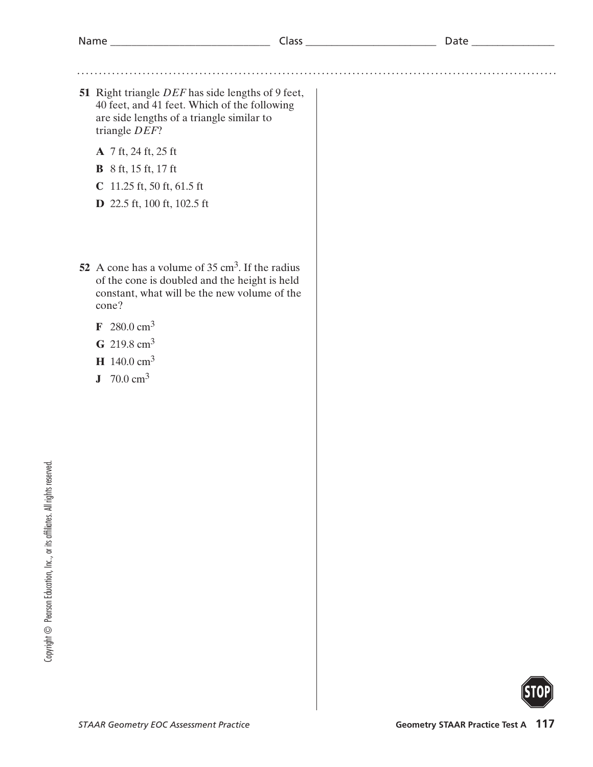**51** Right triangle $DEF$ has side lengths of 9 feet, 40 feet, and 41 feet. Which of the following are side lengths of a triangle similar to triangle $DEF$?

**A** 7 ft, 24 ft, 25 ft

**B** 8 ft, 15 ft, 17 ft

**C** 11.25 ft, 50 ft, 61.5 ft

**D** 22.5 ft, 100 ft, 102.5 ft

**52** A cone has a volume of 35 $cm^3$. If the radius of the cone is doubled and the height is held constant, what will be the new volume of the cone?

**F** 280.0 $cm^3$

**G** 219.8 $cm^3$

**H** 140.0 $cm^3$

**J** 70.0 $cm^3$

STOP